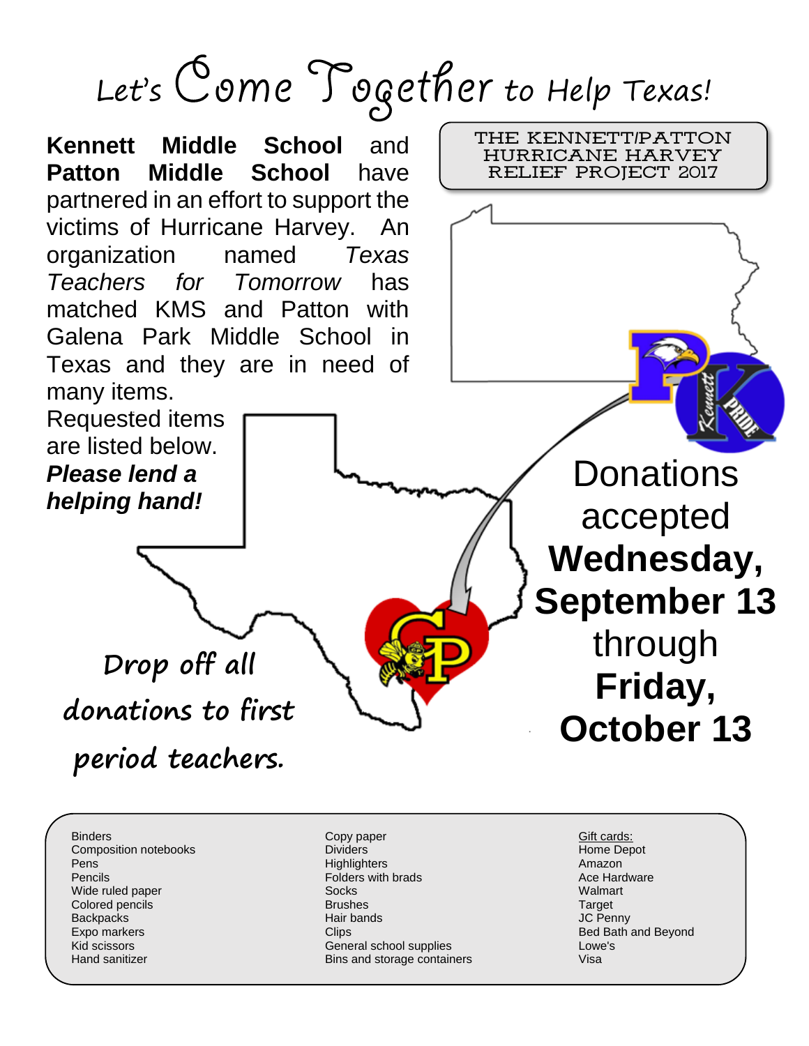# Let's Come Together to Help Texas!

**THE KENNETT/PATTON HURRICANE HARVEY RELIEF PROJECT 2017**

**Kennett Middle School** and **Patton Middle School** have partnered in an effort to support the victims of Hurricane Harvey. An organization named *Texas Teachers for Tomorrow* has matched KMS and Patton with Galena Park Middle School in Texas and they are in need of many items.

Requested items are listed below. ***Please lend a helping hand!***

Donations accepted **Wednesday, September 13** through **Friday, October 13**

Drop off all donations to first period teachers.

- Binders
- Composition notebooks
- Pens
- Pencils
- Wide ruled paper
- Colored pencils
- Backpacks
- Expo markers
- Kid scissors
- Hand sanitizer

- Copy paper
- Dividers
- Highlighters
- Folders with brads
- Socks
- Brushes
- Hair bands
- Clips
- General school supplies
- Bins and storage containers

Gift cards:

- Home Depot
- Amazon
- Ace Hardware
- Walmart
- Target
- JC Penny
- Bed Bath and Beyond
- Lowe's
- Visa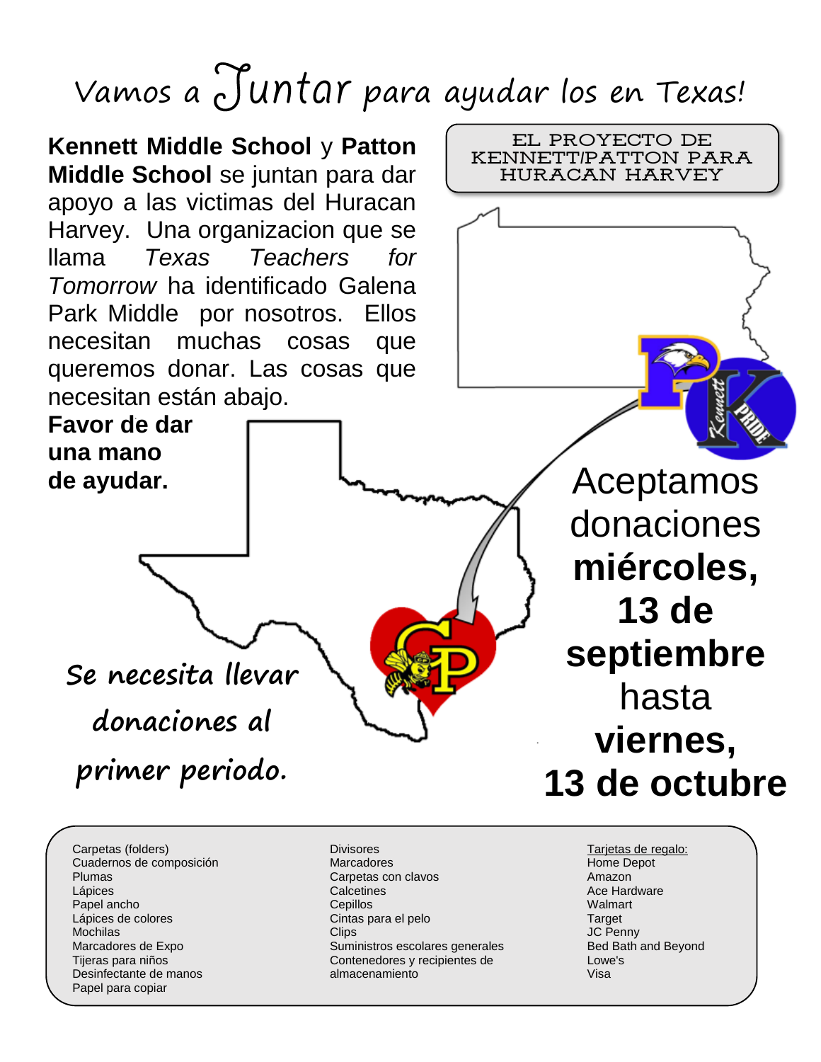# Vamos a Juntar para ayudar los en Texas!

**Kennett Middle School** y **Patton Middle School** se juntan para dar apoyo a las victimas del Huracan Harvey. Una organizacion que se llama *Texas Teachers for Tomorrow* ha identificado Galena Park Middle por nosotros. Ellos necesitan muchas cosas que queremos donar. Las cosas que necesitan están abajo.

**Favor de dar una mano de ayudar.**

EL PROYECTO DE KENNETT/PATTON PARA HURACAN HARVEY

Aceptamos donaciones **miércoles, 13 de septiembre** hasta **viernes, 13 de octubre**

*Se necesita llevar donaciones al primer periodo.*

- Carpetas (folders)
- Cuadernos de composición
- Plumas
- Lápices
- Papel ancho
- Lápices de colores
- Mochilas
- Marcadores de Expo
- Tijeras para niños
- Desinfectante de manos
- Papel para copiar
- Divisores
- Marcadores
- Carpetas con clavos
- Calcetines
- Cepillos
- Cintas para el pelo
- Clips
- Suministros escolares generales
- Contenedores y recipientes de almacenamiento

Tarjetas de regalo:

- Home Depot
- Amazon
- Ace Hardware
- Walmart
- Target
- JC Penny
- Bed Bath and Beyond
- Lowe's
- Visa